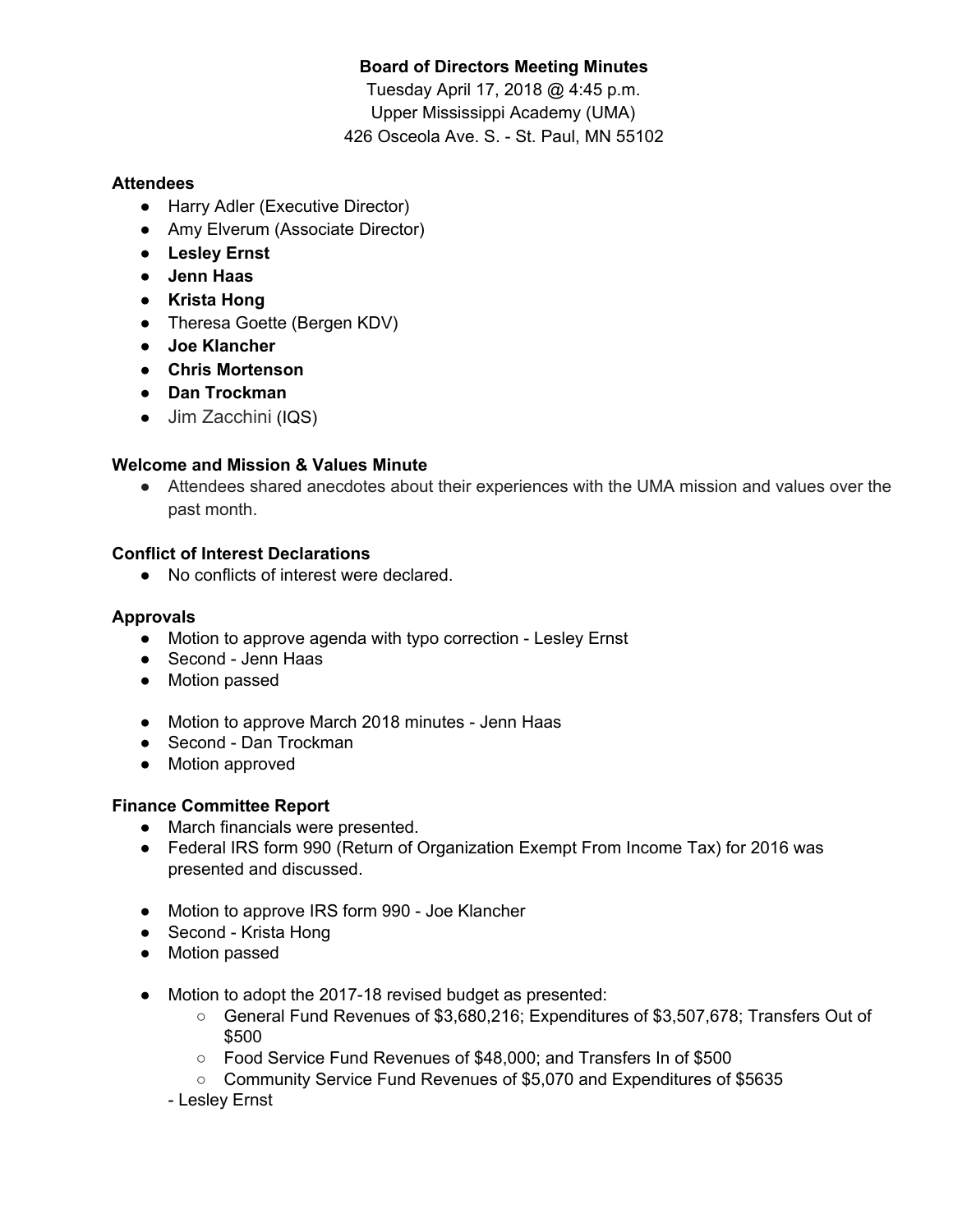**Board of Directors Meeting Minutes**

Tuesday April 17, 2018 @ 4:45 p.m.
Upper Mississippi Academy (UMA)
426 Osceola Ave. S. - St. Paul, MN 55102

**Attendees**

- Harry Adler (Executive Director)
- Amy Elverum (Associate Director)
- **Lesley Ernst**
- **Jenn Haas**
- **Krista Hong**
- Theresa Goette (Bergen KDV)
- **Joe Klancher**
- **Chris Mortenson**
- **Dan Trockman**
- Jim Zacchini (IQS)

**Welcome and Mission & Values Minute**

- Attendees shared anecdotes about their experiences with the UMA mission and values over the past month.

**Conflict of Interest Declarations**

- No conflicts of interest were declared.

**Approvals**

- Motion to approve agenda with typo correction - Lesley Ernst
- Second - Jenn Haas
- Motion passed

- Motion to approve March 2018 minutes - Jenn Haas
- Second - Dan Trockman
- Motion approved

**Finance Committee Report**

- March financials were presented.
- Federal IRS form 990 (Return of Organization Exempt From Income Tax) for 2016 was presented and discussed.

- Motion to approve IRS form 990 - Joe Klancher
- Second - Krista Hong
- Motion passed

- Motion to adopt the 2017-18 revised budget as presented:
  - General Fund Revenues of $3,680,216; Expenditures of $3,507,678; Transfers Out of $500
  - Food Service Fund Revenues of $48,000; and Transfers In of $500
  - Community Service Fund Revenues of $5,070 and Expenditures of $5635

  - Lesley Ernst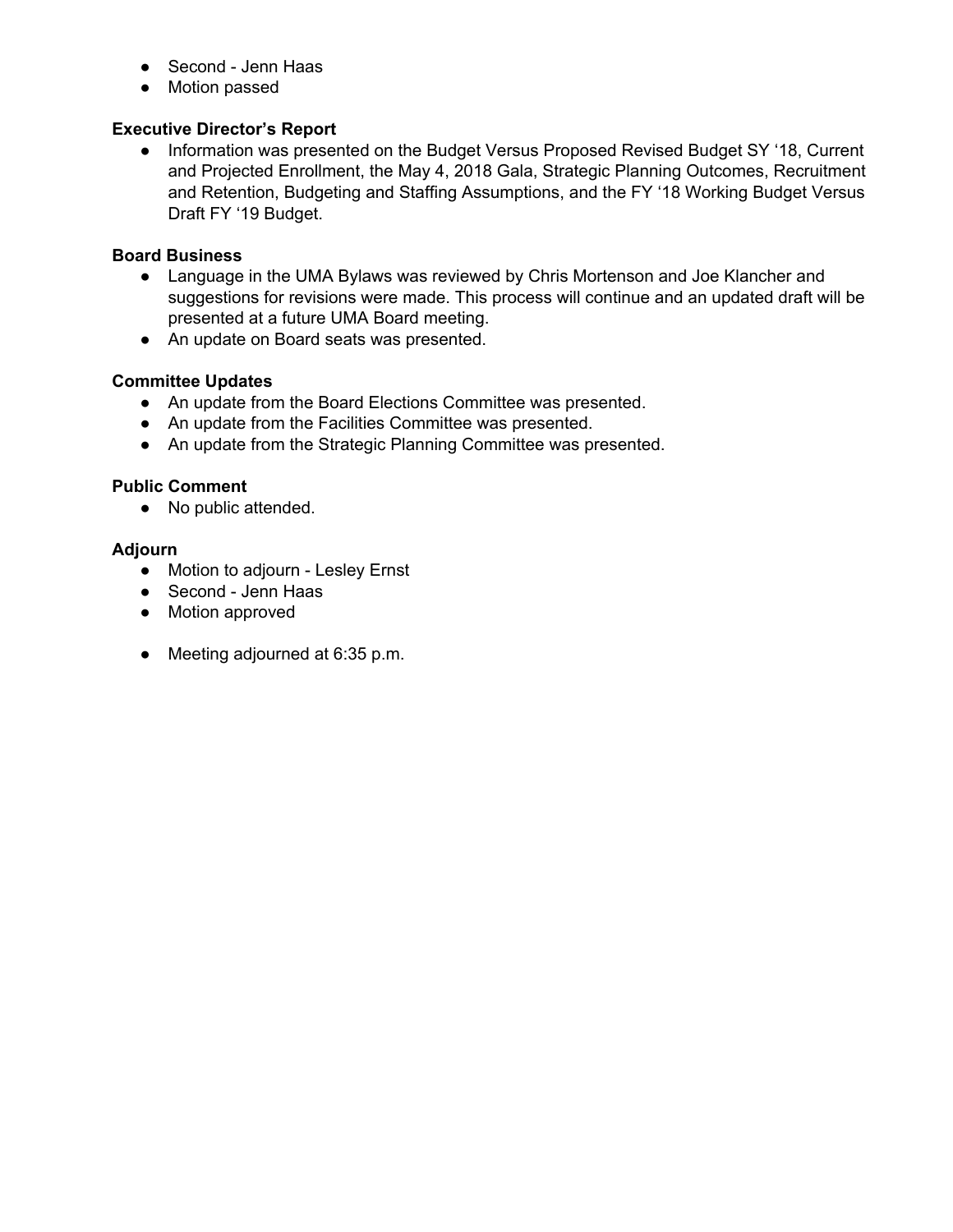- Second - Jenn Haas
- Motion passed

**Executive Director's Report**

- Information was presented on the Budget Versus Proposed Revised Budget SY '18, Current and Projected Enrollment, the May 4, 2018 Gala, Strategic Planning Outcomes, Recruitment and Retention, Budgeting and Staffing Assumptions, and the FY '18 Working Budget Versus Draft FY '19 Budget.

**Board Business**

- Language in the UMA Bylaws was reviewed by Chris Mortenson and Joe Klancher and suggestions for revisions were made. This process will continue and an updated draft will be presented at a future UMA Board meeting.
- An update on Board seats was presented.

**Committee Updates**

- An update from the Board Elections Committee was presented.
- An update from the Facilities Committee was presented.
- An update from the Strategic Planning Committee was presented.

**Public Comment**

- No public attended.

**Adjourn**

- Motion to adjourn - Lesley Ernst
- Second - Jenn Haas
- Motion approved

- Meeting adjourned at 6:35 p.m.